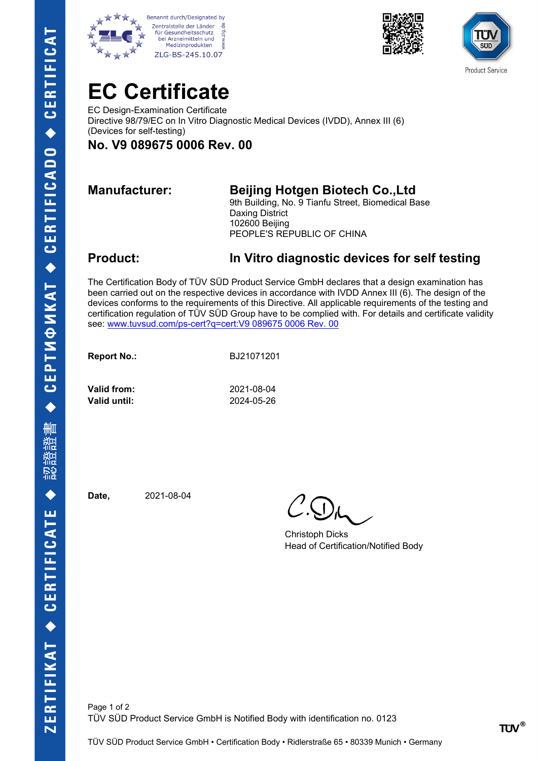Benannt durch/Designated by
Zentralstelle der Länder für Gesundheitsschutz bei Arzneimitteln und Medizinprodukten
ZLG-BS-245.10.07

# EC Certificate

EC Design-Examination Certificate
Directive 98/79/EC on In Vitro Diagnostic Medical Devices (IVDD), Annex III (6)
(Devices for self-testing)

## No. V9 089675 0006 Rev. 00

**Manufacturer:** **Beijing Hotgen Biotech Co.,Ltd**
9th Building, No. 9 Tianfu Street, Biomedical Base
Daxing District
102600 Beijing
PEOPLE'S REPUBLIC OF CHINA

**Product:** **In Vitro diagnostic devices for self testing**

The Certification Body of TÜV SÜD Product Service GmbH declares that a design examination has been carried out on the respective devices in accordance with IVDD Annex III (6). The design of the devices conforms to the requirements of this Directive. All applicable requirements of the testing and certification regulation of TÜV SÜD Group have to be complied with. For details and certificate validity see: www.tuvsud.com/ps-cert?q=cert:V9 089675 0006 Rev. 00

**Report No.:** BJ21071201

**Valid from:** 2021-08-04
**Valid until:** 2024-05-26

**Date,** 2021-08-04

Christoph Dicks
Head of Certification/Notified Body

TÜV SÜD Product Service GmbH is Notified Body with identification no. 0123

TÜV SÜD Product Service GmbH • Certification Body • Ridlerstraße 65 • 80339 Munich • Germany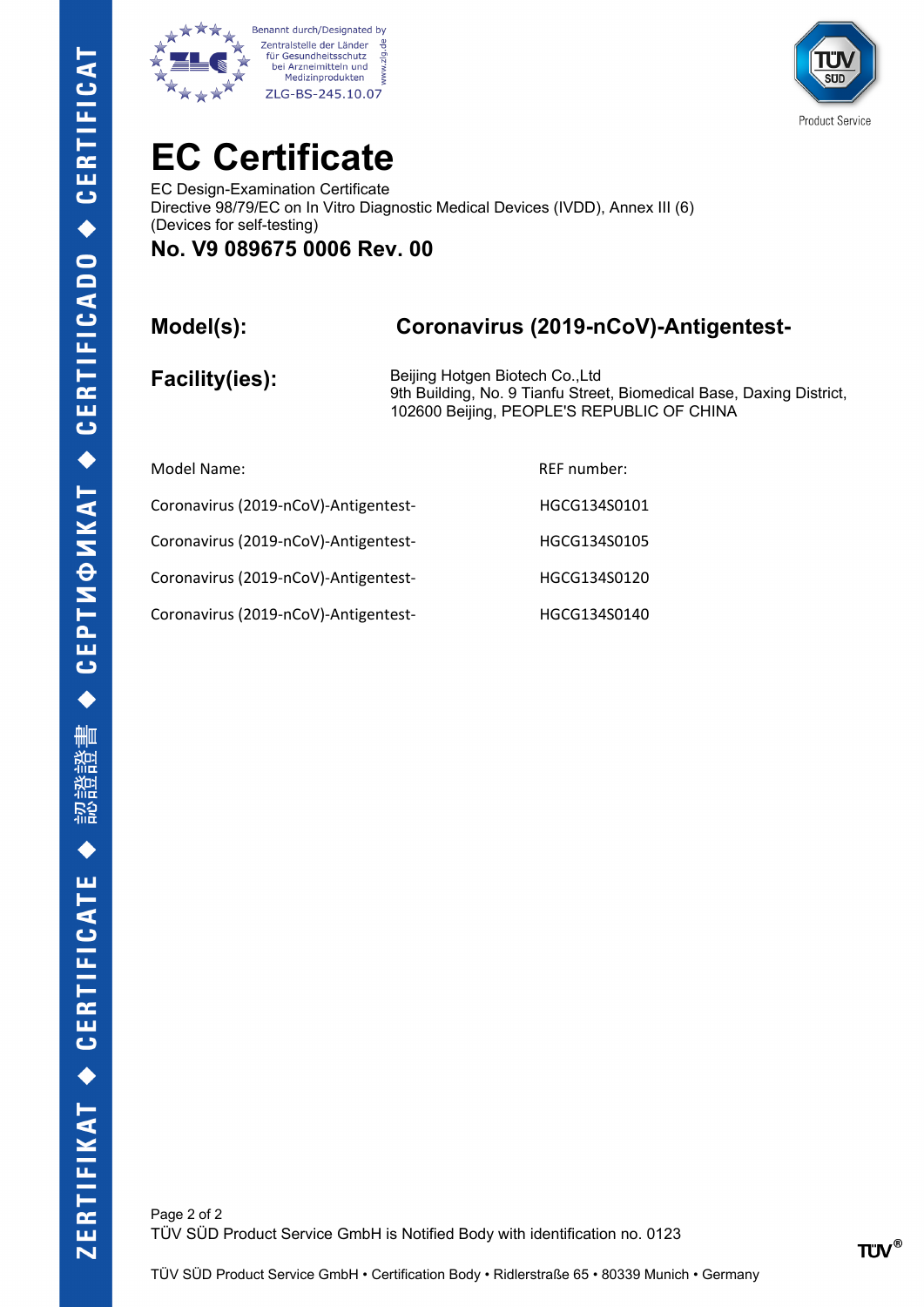Benannt durch/Designated by
Zentralstelle der Länder für Gesundheitsschutz bei Arzneimitteln und Medizinprodukten
ZLG-BS-245.10.07

TÜV SÜD Product Service

# EC Certificate

EC Design-Examination Certificate
Directive 98/79/EC on In Vitro Diagnostic Medical Devices (IVDD), Annex III (6)
(Devices for self-testing)

## No. V9 089675 0006 Rev. 00

**Model(s):** **Coronavirus (2019-nCoV)-Antigentest-**

**Facility(ies):** Beijing Hotgen Biotech Co.,Ltd
9th Building, No. 9 Tianfu Street, Biomedical Base, Daxing District,
102600 Beijing, PEOPLE'S REPUBLIC OF CHINA

| Model Name: | REF number: |
| --- | --- |
| Coronavirus (2019-nCoV)-Antigentest- | HGCG134S0101 |
| Coronavirus (2019-nCoV)-Antigentest- | HGCG134S0105 |
| Coronavirus (2019-nCoV)-Antigentest- | HGCG134S0120 |
| Coronavirus (2019-nCoV)-Antigentest- | HGCG134S0140 |

TÜV SÜD Product Service GmbH is Notified Body with identification no. 0123

TÜV SÜD Product Service GmbH • Certification Body • Ridlerstraße 65 • 80339 Munich • Germany